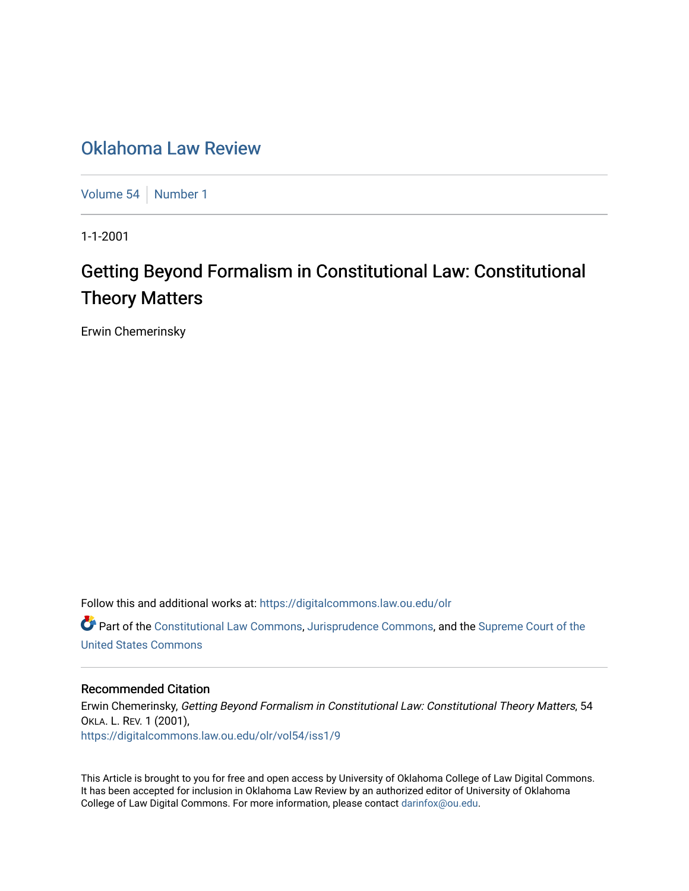# Oklahoma Law Review

Volume 54 | Number 1

1-1-2001

## Getting Beyond Formalism in Constitutional Law: Constitutional Theory Matters

Erwin Chemerinsky

Follow this and additional works at: https://digitalcommons.law.ou.edu/olr

Part of the Constitutional Law Commons, Jurisprudence Commons, and the Supreme Court of the United States Commons

### Recommended Citation

Erwin Chemerinsky, *Getting Beyond Formalism in Constitutional Law: Constitutional Theory Matters*, 54 OKLA. L. REV. 1 (2001),
https://digitalcommons.law.ou.edu/olr/vol54/iss1/9

This Article is brought to you for free and open access by University of Oklahoma College of Law Digital Commons. It has been accepted for inclusion in Oklahoma Law Review by an authorized editor of University of Oklahoma College of Law Digital Commons. For more information, please contact darinfox@ou.edu.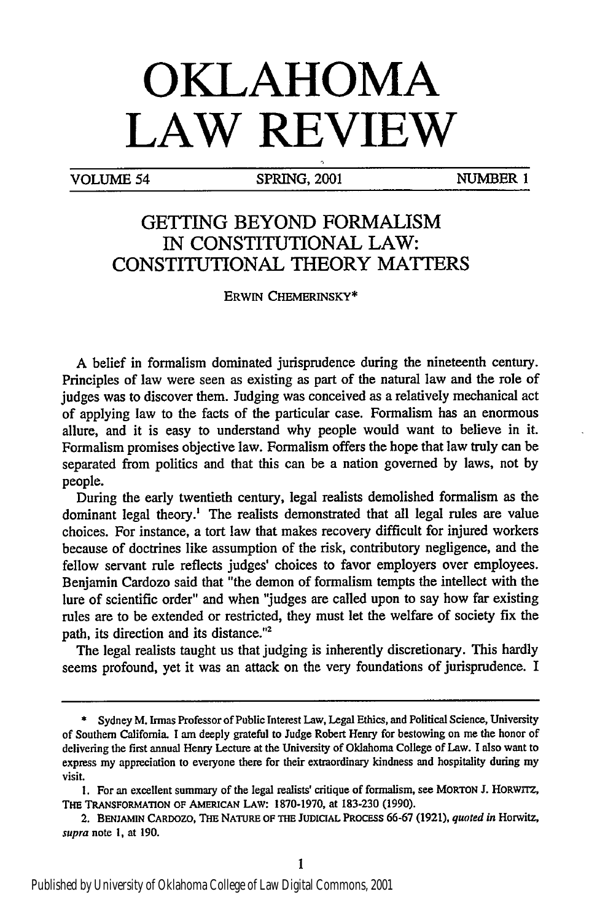# OKLAHOMA LAW REVIEW

VOLUME 54 SPRING, 2001 NUMBER 1

## GETTING BEYOND FORMALISM IN CONSTITUTIONAL LAW: CONSTITUTIONAL THEORY MATTERS

ERWIN CHEMERINSKY*

A belief in formalism dominated jurisprudence during the nineteenth century. Principles of law were seen as existing as part of the natural law and the role of judges was to discover them. Judging was conceived as a relatively mechanical act of applying law to the facts of the particular case. Formalism has an enormous allure, and it is easy to understand why people would want to believe in it. Formalism promises objective law. Formalism offers the hope that law truly can be separated from politics and that this can be a nation governed by laws, not by people.

During the early twentieth century, legal realists demolished formalism as the dominant legal theory.[1] The realists demonstrated that all legal rules are value choices. For instance, a tort law that makes recovery difficult for injured workers because of doctrines like assumption of the risk, contributory negligence, and the fellow servant rule reflects judges' choices to favor employers over employees. Benjamin Cardozo said that "the demon of formalism tempts the intellect with the lure of scientific order" and when "judges are called upon to say how far existing rules are to be extended or restricted, they must let the welfare of society fix the path, its direction and its distance."[2]

The legal realists taught us that judging is inherently discretionary. This hardly seems profound, yet it was an attack on the very foundations of jurisprudence. I

---

\* Sydney M. Irmas Professor of Public Interest Law, Legal Ethics, and Political Science, University of Southern California. I am deeply grateful to Judge Robert Henry for bestowing on me the honor of delivering the first annual Henry Lecture at the University of Oklahoma College of Law. I also want to express my appreciation to everyone there for their extraordinary kindness and hospitality during my visit.

1. For an excellent summary of the legal realists' critique of formalism, see MORTON J. HORWITZ, THE TRANSFORMATION OF AMERICAN LAW: 1870-1970, at 183-230 (1990).

2. BENJAMIN CARDOZO, THE NATURE OF THE JUDICIAL PROCESS 66-67 (1921), *quoted in* Horwitz, *supra* note 1, at 190.

Published by University of Oklahoma College of Law Digital Commons, 2001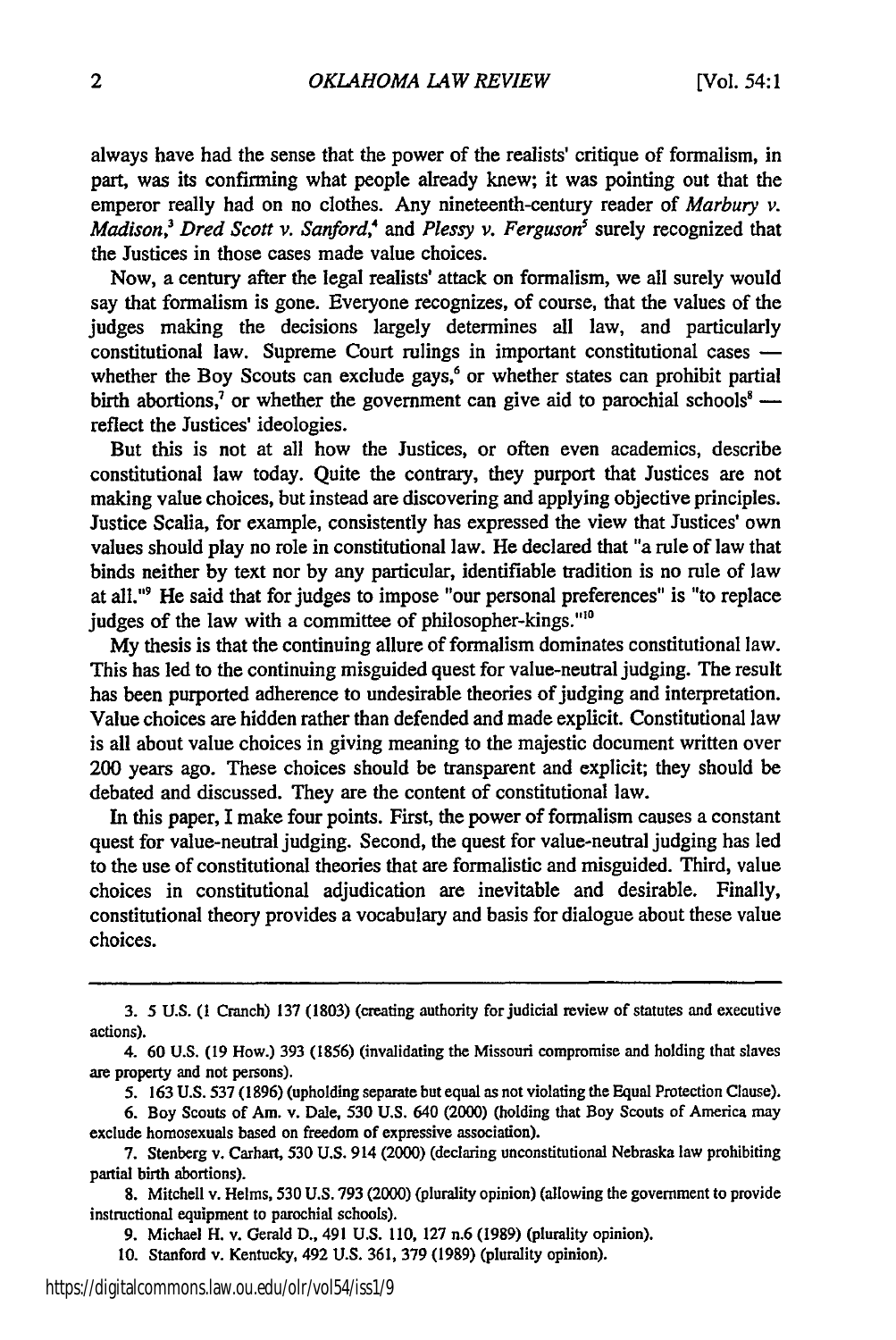always have had the sense that the power of the realists' critique of formalism, in part, was its confirming what people already knew; it was pointing out that the emperor really had on no clothes. Any nineteenth-century reader of *Marbury v. Madison*,[3] *Dred Scott v. Sanford*,[4] and *Plessy v. Ferguson*[5] surely recognized that the Justices in those cases made value choices.

Now, a century after the legal realists' attack on formalism, we all surely would say that formalism is gone. Everyone recognizes, of course, that the values of the judges making the decisions largely determines all law, and particularly constitutional law. Supreme Court rulings in important constitutional cases — whether the Boy Scouts can exclude gays,[6] or whether states can prohibit partial birth abortions,[7] or whether the government can give aid to parochial schools[8] — reflect the Justices' ideologies.

But this is not at all how the Justices, or often even academics, describe constitutional law today. Quite the contrary, they purport that Justices are not making value choices, but instead are discovering and applying objective principles. Justice Scalia, for example, consistently has expressed the view that Justices' own values should play no role in constitutional law. He declared that "a rule of law that binds neither by text nor by any particular, identifiable tradition is no rule of law at all."[9] He said that for judges to impose "our personal preferences" is "to replace judges of the law with a committee of philosopher-kings."[10]

My thesis is that the continuing allure of formalism dominates constitutional law. This has led to the continuing misguided quest for value-neutral judging. The result has been purported adherence to undesirable theories of judging and interpretation. Value choices are hidden rather than defended and made explicit. Constitutional law is all about value choices in giving meaning to the majestic document written over 200 years ago. These choices should be transparent and explicit; they should be debated and discussed. They are the content of constitutional law.

In this paper, I make four points. First, the power of formalism causes a constant quest for value-neutral judging. Second, the quest for value-neutral judging has led to the use of constitutional theories that are formalistic and misguided. Third, value choices in constitutional adjudication are inevitable and desirable. Finally, constitutional theory provides a vocabulary and basis for dialogue about these value choices.

---

3. 5 U.S. (1 Cranch) 137 (1803) (creating authority for judicial review of statutes and executive actions).

4. 60 U.S. (19 How.) 393 (1856) (invalidating the Missouri compromise and holding that slaves are property and not persons).

5. 163 U.S. 537 (1896) (upholding separate but equal as not violating the Equal Protection Clause).

6. Boy Scouts of Am. v. Dale, 530 U.S. 640 (2000) (holding that Boy Scouts of America may exclude homosexuals based on freedom of expressive association).

7. Stenberg v. Carhart, 530 U.S. 914 (2000) (declaring unconstitutional Nebraska law prohibiting partial birth abortions).

8. Mitchell v. Helms, 530 U.S. 793 (2000) (plurality opinion) (allowing the government to provide instructional equipment to parochial schools).

9. Michael H. v. Gerald D., 491 U.S. 110, 127 n.6 (1989) (plurality opinion).

10. Stanford v. Kentucky, 492 U.S. 361, 379 (1989) (plurality opinion).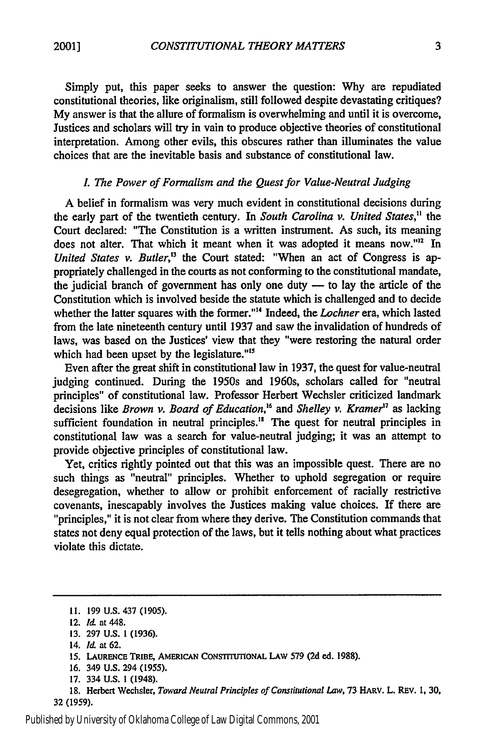Simply put, this paper seeks to answer the question: Why are repudiated constitutional theories, like originalism, still followed despite devastating critiques? My answer is that the allure of formalism is overwhelming and until it is overcome, Justices and scholars will try in vain to produce objective theories of constitutional interpretation. Among other evils, this obscures rather than illuminates the value choices that are the inevitable basis and substance of constitutional law.

### *I. The Power of Formalism and the Quest for Value-Neutral Judging*

A belief in formalism was very much evident in constitutional decisions during the early part of the twentieth century. In *South Carolina v. United States*,[11] the Court declared: "The Constitution is a written instrument. As such, its meaning does not alter. That which it meant when it was adopted it means now."[12] In *United States v. Butler*,[13] the Court stated: "When an act of Congress is appropriately challenged in the courts as not conforming to the constitutional mandate, the judicial branch of government has only one duty — to lay the article of the Constitution which is involved beside the statute which is challenged and to decide whether the latter squares with the former."[14] Indeed, the *Lochner* era, which lasted from the late nineteenth century until 1937 and saw the invalidation of hundreds of laws, was based on the Justices' view that they "were restoring the natural order which had been upset by the legislature."[15]

Even after the great shift in constitutional law in 1937, the quest for value-neutral judging continued. During the 1950s and 1960s, scholars called for "neutral principles" of constitutional law. Professor Herbert Wechsler criticized landmark decisions like *Brown v. Board of Education*,[16] and *Shelley v. Kramer*[17] as lacking sufficient foundation in neutral principles.[18] The quest for neutral principles in constitutional law was a search for value-neutral judging; it was an attempt to provide objective principles of constitutional law.

Yet, critics rightly pointed out that this was an impossible quest. There are no such things as "neutral" principles. Whether to uphold segregation or require desegregation, whether to allow or prohibit enforcement of racially restrictive covenants, inescapably involves the Justices making value choices. If there are "principles," it is not clear from where they derive. The Constitution commands that states not deny equal protection of the laws, but it tells nothing about what practices violate this dictate.

---

11. 199 U.S. 437 (1905).
12. *Id.* at 448.
13. 297 U.S. 1 (1936).
14. *Id.* at 62.
15. LAURENCE TRIBE, AMERICAN CONSTITUTIONAL LAW 579 (2d ed. 1988).
16. 349 U.S. 294 (1955).
17. 334 U.S. 1 (1948).
18. Herbert Wechsler, *Toward Neutral Principles of Constitutional Law*, 73 HARV. L. REV. 1, 30, 32 (1959).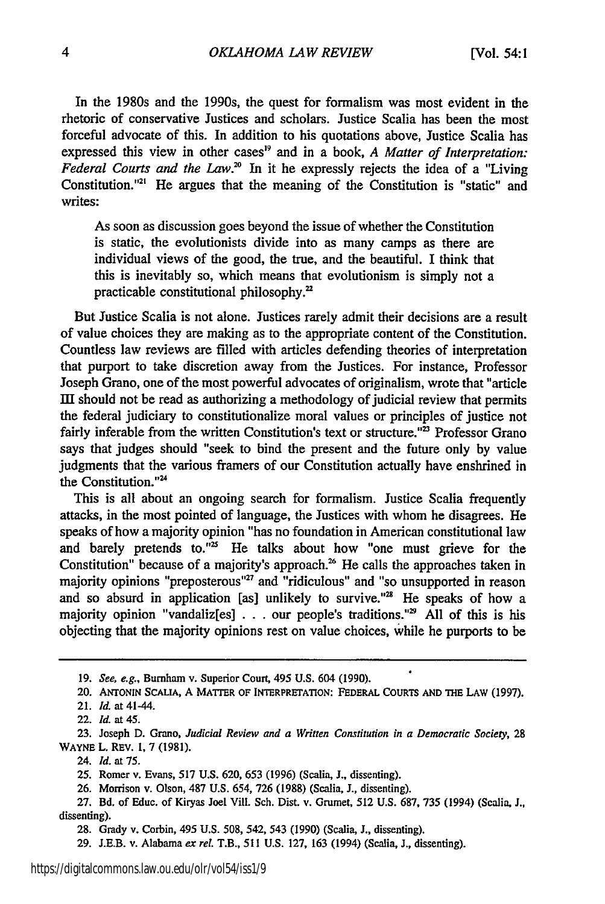In the 1980s and the 1990s, the quest for formalism was most evident in the rhetoric of conservative Justices and scholars. Justice Scalia has been the most forceful advocate of this. In addition to his quotations above, Justice Scalia has expressed this view in other cases[19] and in a book, *A Matter of Interpretation: Federal Courts and the Law*.[20] In it he expressly rejects the idea of a "Living Constitution."[21] He argues that the meaning of the Constitution is "static" and writes:

> As soon as discussion goes beyond the issue of whether the Constitution is static, the evolutionists divide into as many camps as there are individual views of the good, the true, and the beautiful. I think that this is inevitably so, which means that evolutionism is simply not a practicable constitutional philosophy.[22]

But Justice Scalia is not alone. Justices rarely admit their decisions are a result of value choices they are making as to the appropriate content of the Constitution. Countless law reviews are filled with articles defending theories of interpretation that purport to take discretion away from the Justices. For instance, Professor Joseph Grano, one of the most powerful advocates of originalism, wrote that "article III should not be read as authorizing a methodology of judicial review that permits the federal judiciary to constitutionalize moral values or principles of justice not fairly inferable from the written Constitution's text or structure."[23] Professor Grano says that judges should "seek to bind the present and the future only by value judgments that the various framers of our Constitution actually have enshrined in the Constitution."[24]

This is all about an ongoing search for formalism. Justice Scalia frequently attacks, in the most pointed of language, the Justices with whom he disagrees. He speaks of how a majority opinion "has no foundation in American constitutional law and barely pretends to."[25] He talks about how "one must grieve for the Constitution" because of a majority's approach.[26] He calls the approaches taken in majority opinions "preposterous"[27] and "ridiculous" and "so unsupported in reason and so absurd in application [as] unlikely to survive."[28] He speaks of how a majority opinion "vandaliz[es] . . . our people's traditions."[29] All of this is his objecting that the majority opinions rest on value choices, while he purports to be

---

19. *See, e.g.*, Burnham v. Superior Court, 495 U.S. 604 (1990).

20. ANTONIN SCALIA, A MATTER OF INTERPRETATION: FEDERAL COURTS AND THE LAW (1997).

21. *Id.* at 41-44.

22. *Id.* at 45.

23. Joseph D. Grano, *Judicial Review and a Written Constitution in a Democratic Society*, 28 WAYNE L. REV. 1, 7 (1981).

24. *Id.* at 75.

25. Romer v. Evans, 517 U.S. 620, 653 (1996) (Scalia, J., dissenting).

26. Morrison v. Olson, 487 U.S. 654, 726 (1988) (Scalia, J., dissenting).

27. Bd. of Educ. of Kiryas Joel Vill. Sch. Dist. v. Grumet, 512 U.S. 687, 735 (1994) (Scalia, J., dissenting).

28. Grady v. Corbin, 495 U.S. 508, 542, 543 (1990) (Scalia, J., dissenting).

29. J.E.B. v. Alabama *ex rel.* T.B., 511 U.S. 127, 163 (1994) (Scalia, J., dissenting).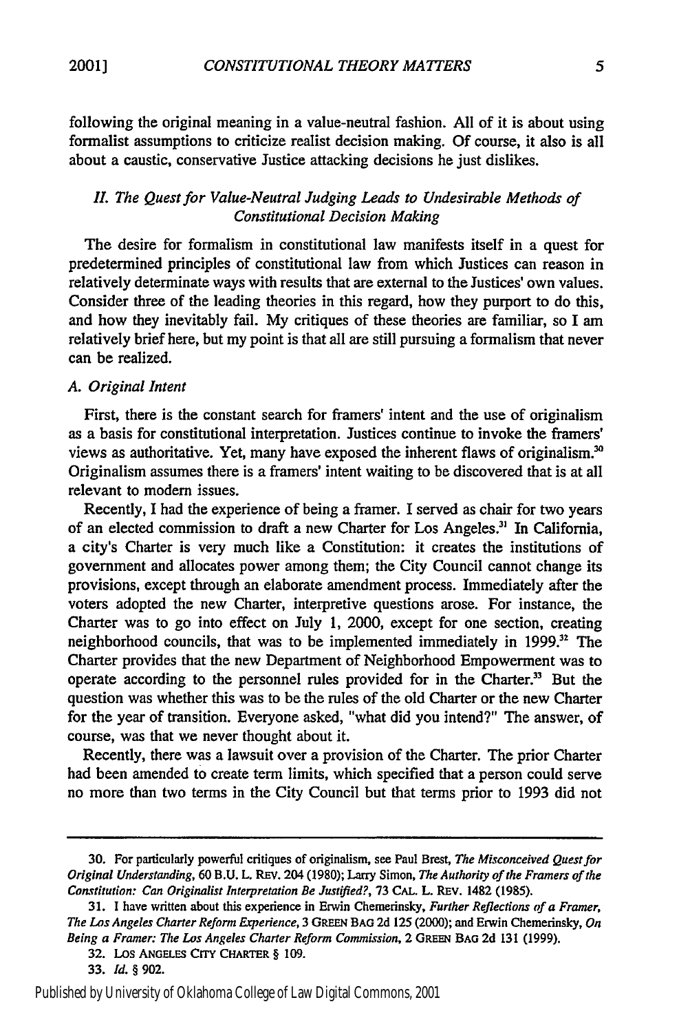following the original meaning in a value-neutral fashion. All of it is about using formalist assumptions to criticize realist decision making. Of course, it also is all about a caustic, conservative Justice attacking decisions he just dislikes.

### *II. The Quest for Value-Neutral Judging Leads to Undesirable Methods of Constitutional Decision Making*

The desire for formalism in constitutional law manifests itself in a quest for predetermined principles of constitutional law from which Justices can reason in relatively determinate ways with results that are external to the Justices' own values. Consider three of the leading theories in this regard, how they purport to do this, and how they inevitably fail. My critiques of these theories are familiar, so I am relatively brief here, but my point is that all are still pursuing a formalism that never can be realized.

#### *A. Original Intent*

First, there is the constant search for framers' intent and the use of originalism as a basis for constitutional interpretation. Justices continue to invoke the framers' views as authoritative. Yet, many have exposed the inherent flaws of originalism.[30] Originalism assumes there is a framers' intent waiting to be discovered that is at all relevant to modern issues.

Recently, I had the experience of being a framer. I served as chair for two years of an elected commission to draft a new Charter for Los Angeles.[31] In California, a city's Charter is very much like a Constitution: it creates the institutions of government and allocates power among them; the City Council cannot change its provisions, except through an elaborate amendment process. Immediately after the voters adopted the new Charter, interpretive questions arose. For instance, the Charter was to go into effect on July 1, 2000, except for one section, creating neighborhood councils, that was to be implemented immediately in 1999.[32] The Charter provides that the new Department of Neighborhood Empowerment was to operate according to the personnel rules provided for in the Charter.[33] But the question was whether this was to be the rules of the old Charter or the new Charter for the year of transition. Everyone asked, "what did you intend?" The answer, of course, was that we never thought about it.

Recently, there was a lawsuit over a provision of the Charter. The prior Charter had been amended to create term limits, which specified that a person could serve no more than two terms in the City Council but that terms prior to 1993 did not

---

30. For particularly powerful critiques of originalism, see Paul Brest, *The Misconceived Quest for Original Understanding*, 60 B.U. L. REV. 204 (1980); Larry Simon, *The Authority of the Framers of the Constitution: Can Originalist Interpretation Be Justified?*, 73 CAL. L. REV. 1482 (1985).

31. I have written about this experience in Erwin Chemerinsky, *Further Reflections of a Framer, The Los Angeles Charter Reform Experience*, 3 GREEN BAG 2d 125 (2000); and Erwin Chemerinsky, *On Being a Framer: The Los Angeles Charter Reform Commission*, 2 GREEN BAG 2d 131 (1999).

32. LOS ANGELES CITY CHARTER § 109.

33. *Id.* § 902.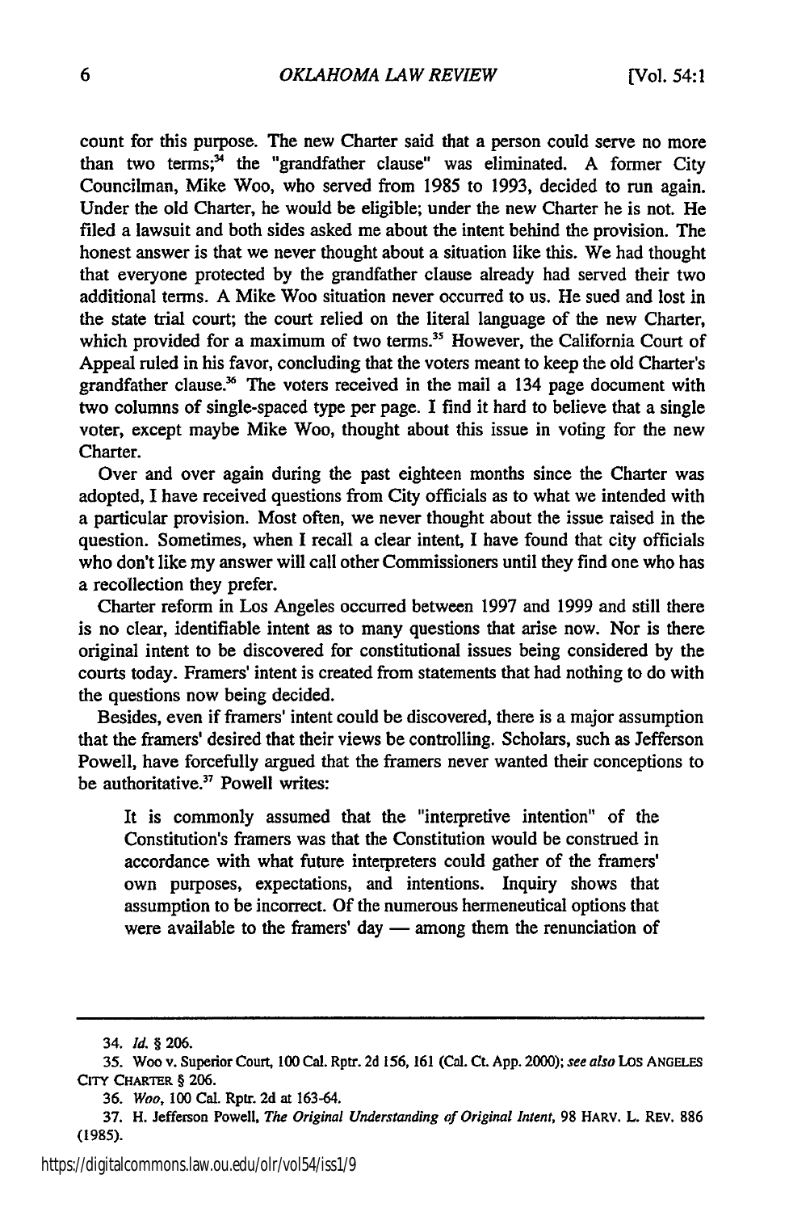count for this purpose. The new Charter said that a person could serve no more than two terms;[34] the "grandfather clause" was eliminated. A former City Councilman, Mike Woo, who served from 1985 to 1993, decided to run again. Under the old Charter, he would be eligible; under the new Charter he is not. He filed a lawsuit and both sides asked me about the intent behind the provision. The honest answer is that we never thought about a situation like this. We had thought that everyone protected by the grandfather clause already had served their two additional terms. A Mike Woo situation never occurred to us. He sued and lost in the state trial court; the court relied on the literal language of the new Charter, which provided for a maximum of two terms.[35] However, the California Court of Appeal ruled in his favor, concluding that the voters meant to keep the old Charter's grandfather clause.[36] The voters received in the mail a 134 page document with two columns of single-spaced type per page. I find it hard to believe that a single voter, except maybe Mike Woo, thought about this issue in voting for the new Charter.

Over and over again during the past eighteen months since the Charter was adopted, I have received questions from City officials as to what we intended with a particular provision. Most often, we never thought about the issue raised in the question. Sometimes, when I recall a clear intent, I have found that city officials who don't like my answer will call other Commissioners until they find one who has a recollection they prefer.

Charter reform in Los Angeles occurred between 1997 and 1999 and still there is no clear, identifiable intent as to many questions that arise now. Nor is there original intent to be discovered for constitutional issues being considered by the courts today. Framers' intent is created from statements that had nothing to do with the questions now being decided.

Besides, even if framers' intent could be discovered, there is a major assumption that the framers' desired that their views be controlling. Scholars, such as Jefferson Powell, have forcefully argued that the framers never wanted their conceptions to be authoritative.[37] Powell writes:

> It is commonly assumed that the "interpretive intention" of the Constitution's framers was that the Constitution would be construed in accordance with what future interpreters could gather of the framers' own purposes, expectations, and intentions. Inquiry shows that assumption to be incorrect. Of the numerous hermeneutical options that were available to the framers' day — among them the renunciation of

---

34. *Id.* § 206.

35. Woo v. Superior Court, 100 Cal. Rptr. 2d 156, 161 (Cal. Ct. App. 2000); *see also* LOS ANGELES CITY CHARTER § 206.

36. *Woo*, 100 Cal. Rptr. 2d at 163-64.

37. H. Jefferson Powell, *The Original Understanding of Original Intent*, 98 HARV. L. REV. 886 (1985).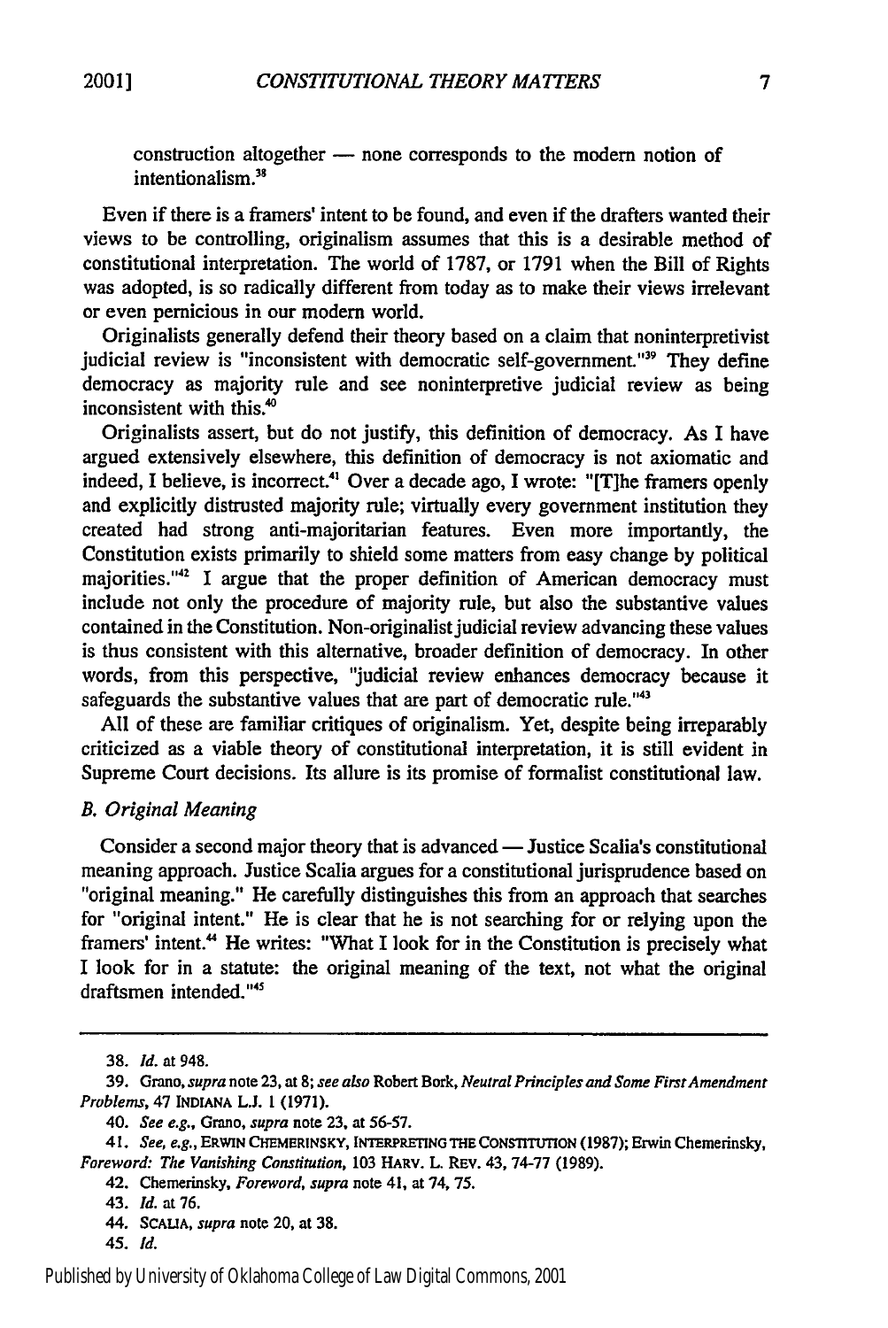construction altogether — none corresponds to the modern notion of intentionalism.[38]

Even if there is a framers' intent to be found, and even if the drafters wanted their views to be controlling, originalism assumes that this is a desirable method of constitutional interpretation. The world of 1787, or 1791 when the Bill of Rights was adopted, is so radically different from today as to make their views irrelevant or even pernicious in our modern world.

Originalists generally defend their theory based on a claim that noninterpretivist judicial review is "inconsistent with democratic self-government."[39] They define democracy as majority rule and see noninterpretive judicial review as being inconsistent with this.[40]

Originalists assert, but do not justify, this definition of democracy. As I have argued extensively elsewhere, this definition of democracy is not axiomatic and indeed, I believe, is incorrect.[41] Over a decade ago, I wrote: "[T]he framers openly and explicitly distrusted majority rule; virtually every government institution they created had strong anti-majoritarian features. Even more importantly, the Constitution exists primarily to shield some matters from easy change by political majorities."[42] I argue that the proper definition of American democracy must include not only the procedure of majority rule, but also the substantive values contained in the Constitution. Non-originalist judicial review advancing these values is thus consistent with this alternative, broader definition of democracy. In other words, from this perspective, "judicial review enhances democracy because it safeguards the substantive values that are part of democratic rule."[43]

All of these are familiar critiques of originalism. Yet, despite being irreparably criticized as a viable theory of constitutional interpretation, it is still evident in Supreme Court decisions. Its allure is its promise of formalist constitutional law.

### *B. Original Meaning*

Consider a second major theory that is advanced — Justice Scalia's constitutional meaning approach. Justice Scalia argues for a constitutional jurisprudence based on "original meaning." He carefully distinguishes this from an approach that searches for "original intent." He is clear that he is not searching for or relying upon the framers' intent.[44] He writes: "What I look for in the Constitution is precisely what I look for in a statute: the original meaning of the text, not what the original draftsmen intended."[45]

---

38. *Id.* at 948.

39. Grano, *supra* note 23, at 8; *see also* Robert Bork, *Neutral Principles and Some First Amendment Problems*, 47 INDIANA L.J. 1 (1971).

40. *See e.g.*, Grano, *supra* note 23, at 56-57.

41. *See, e.g.*, ERWIN CHEMERINSKY, INTERPRETING THE CONSTITUTION (1987); Erwin Chemerinsky, *Foreword: The Vanishing Constitution*, 103 HARV. L. REV. 43, 74-77 (1989).

42. Chemerinsky, *Foreword*, *supra* note 41, at 74, 75.

43. *Id.* at 76.

44. SCALIA, *supra* note 20, at 38.

45. *Id.*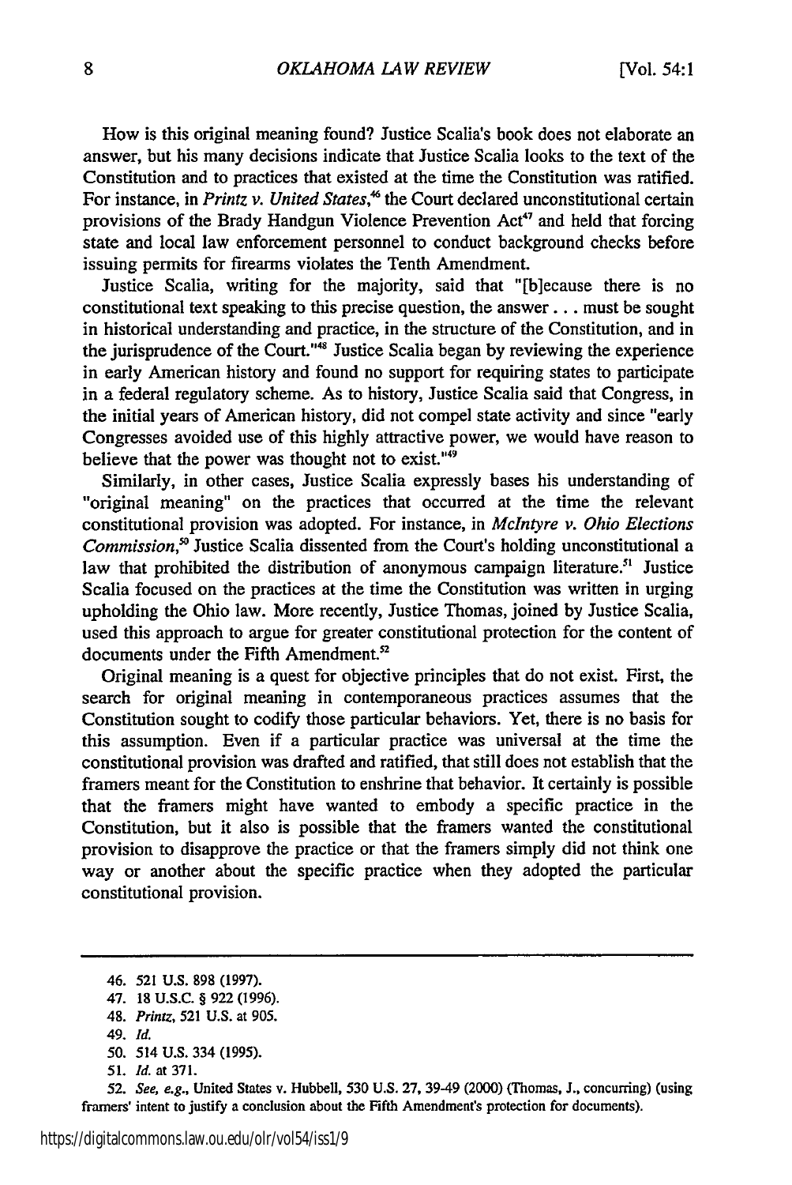How is this original meaning found? Justice Scalia's book does not elaborate an answer, but his many decisions indicate that Justice Scalia looks to the text of the Constitution and to practices that existed at the time the Constitution was ratified. For instance, in *Printz v. United States*,[46] the Court declared unconstitutional certain provisions of the Brady Handgun Violence Prevention Act[47] and held that forcing state and local law enforcement personnel to conduct background checks before issuing permits for firearms violates the Tenth Amendment.

Justice Scalia, writing for the majority, said that "[b]ecause there is no constitutional text speaking to this precise question, the answer . . . must be sought in historical understanding and practice, in the structure of the Constitution, and in the jurisprudence of the Court."[48] Justice Scalia began by reviewing the experience in early American history and found no support for requiring states to participate in a federal regulatory scheme. As to history, Justice Scalia said that Congress, in the initial years of American history, did not compel state activity and since "early Congresses avoided use of this highly attractive power, we would have reason to believe that the power was thought not to exist."[49]

Similarly, in other cases, Justice Scalia expressly bases his understanding of "original meaning" on the practices that occurred at the time the relevant constitutional provision was adopted. For instance, in *McIntyre v. Ohio Elections Commission*,[50] Justice Scalia dissented from the Court's holding unconstitutional a law that prohibited the distribution of anonymous campaign literature.[51] Justice Scalia focused on the practices at the time the Constitution was written in urging upholding the Ohio law. More recently, Justice Thomas, joined by Justice Scalia, used this approach to argue for greater constitutional protection for the content of documents under the Fifth Amendment.[52]

Original meaning is a quest for objective principles that do not exist. First, the search for original meaning in contemporaneous practices assumes that the Constitution sought to codify those particular behaviors. Yet, there is no basis for this assumption. Even if a particular practice was universal at the time the constitutional provision was drafted and ratified, that still does not establish that the framers meant for the Constitution to enshrine that behavior. It certainly is possible that the framers might have wanted to embody a specific practice in the Constitution, but it also is possible that the framers wanted the constitutional provision to disapprove the practice or that the framers simply did not think one way or another about the specific practice when they adopted the particular constitutional provision.

---

46. 521 U.S. 898 (1997).

47. 18 U.S.C. § 922 (1996).

48. *Printz*, 521 U.S. at 905.

49. *Id.*

50. 514 U.S. 334 (1995).

51. *Id.* at 371.

52. *See, e.g.*, United States v. Hubbell, 530 U.S. 27, 39-49 (2000) (Thomas, J., concurring) (using framers' intent to justify a conclusion about the Fifth Amendment's protection for documents).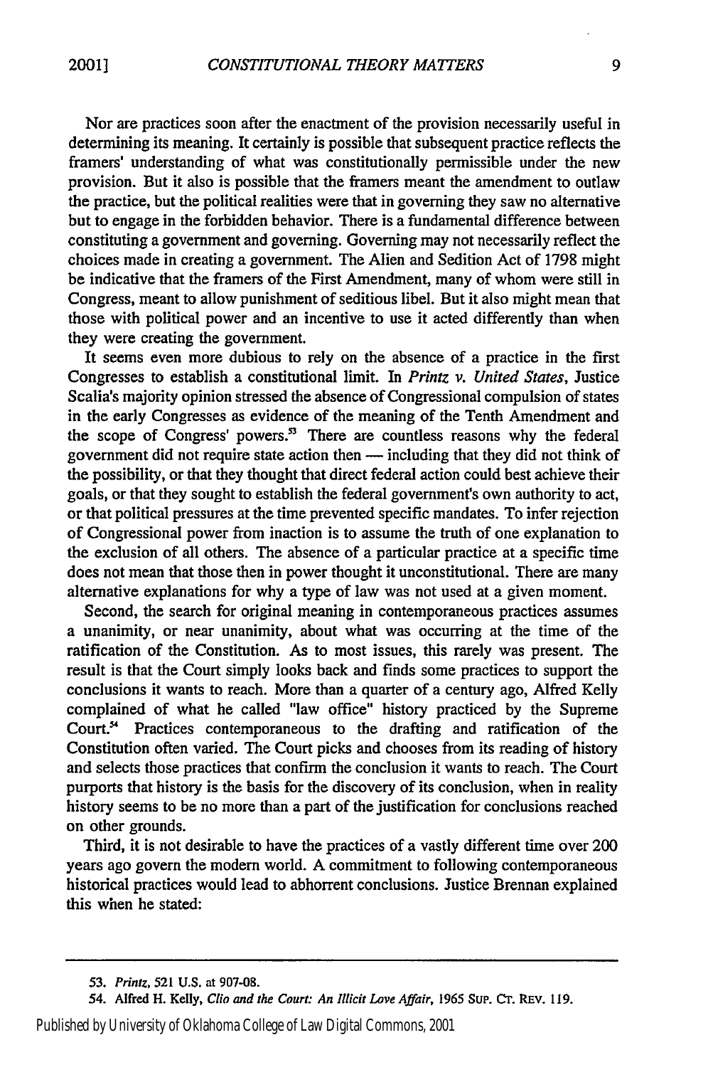Nor are practices soon after the enactment of the provision necessarily useful in determining its meaning. It certainly is possible that subsequent practice reflects the framers' understanding of what was constitutionally permissible under the new provision. But it also is possible that the framers meant the amendment to outlaw the practice, but the political realities were that in governing they saw no alternative but to engage in the forbidden behavior. There is a fundamental difference between constituting a government and governing. Governing may not necessarily reflect the choices made in creating a government. The Alien and Sedition Act of 1798 might be indicative that the framers of the First Amendment, many of whom were still in Congress, meant to allow punishment of seditious libel. But it also might mean that those with political power and an incentive to use it acted differently than when they were creating the government.

It seems even more dubious to rely on the absence of a practice in the first Congresses to establish a constitutional limit. In *Printz v. United States*, Justice Scalia's majority opinion stressed the absence of Congressional compulsion of states in the early Congresses as evidence of the meaning of the Tenth Amendment and the scope of Congress' powers.[53] There are countless reasons why the federal government did not require state action then — including that they did not think of the possibility, or that they thought that direct federal action could best achieve their goals, or that they sought to establish the federal government's own authority to act, or that political pressures at the time prevented specific mandates. To infer rejection of Congressional power from inaction is to assume the truth of one explanation to the exclusion of all others. The absence of a particular practice at a specific time does not mean that those then in power thought it unconstitutional. There are many alternative explanations for why a type of law was not used at a given moment.

Second, the search for original meaning in contemporaneous practices assumes a unanimity, or near unanimity, about what was occurring at the time of the ratification of the Constitution. As to most issues, this rarely was present. The result is that the Court simply looks back and finds some practices to support the conclusions it wants to reach. More than a quarter of a century ago, Alfred Kelly complained of what he called "law office" history practiced by the Supreme Court.[54] Practices contemporaneous to the drafting and ratification of the Constitution often varied. The Court picks and chooses from its reading of history and selects those practices that confirm the conclusion it wants to reach. The Court purports that history is the basis for the discovery of its conclusion, when in reality history seems to be no more than a part of the justification for conclusions reached on other grounds.

Third, it is not desirable to have the practices of a vastly different time over 200 years ago govern the modern world. A commitment to following contemporaneous historical practices would lead to abhorrent conclusions. Justice Brennan explained this when he stated:

---

53. *Printz*, 521 U.S. at 907-08.

54. Alfred H. Kelly, *Clio and the Court: An Illicit Love Affair*, 1965 SUP. CT. REV. 119.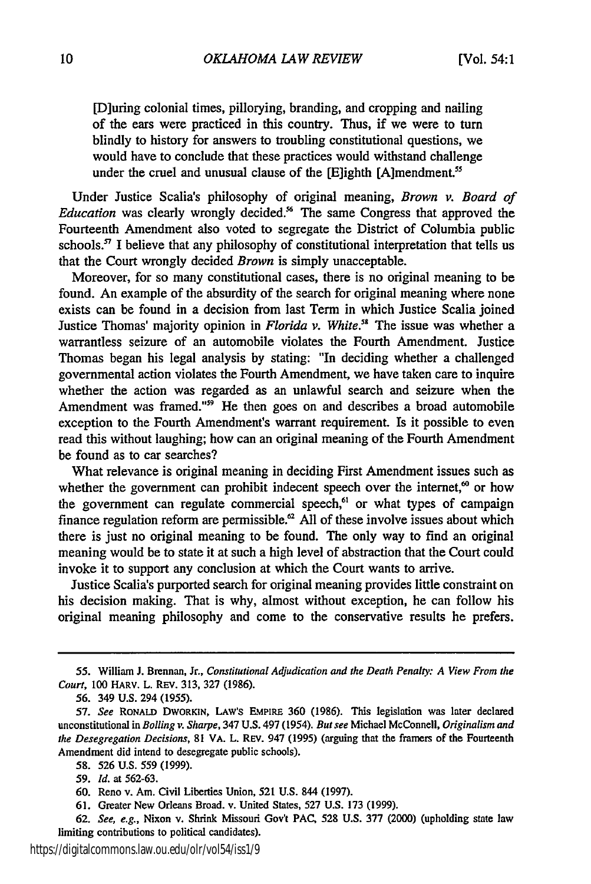> [D]uring colonial times, pillorying, branding, and cropping and nailing of the ears were practiced in this country. Thus, if we were to turn blindly to history for answers to troubling constitutional questions, we would have to conclude that these practices would withstand challenge under the cruel and unusual clause of the [E]ighth [A]mendment.[55]

Under Justice Scalia's philosophy of original meaning, *Brown v. Board of Education* was clearly wrongly decided.[56] The same Congress that approved the Fourteenth Amendment also voted to segregate the District of Columbia public schools.[57] I believe that any philosophy of constitutional interpretation that tells us that the Court wrongly decided *Brown* is simply unacceptable.

Moreover, for so many constitutional cases, there is no original meaning to be found. An example of the absurdity of the search for original meaning where none exists can be found in a decision from last Term in which Justice Scalia joined Justice Thomas' majority opinion in *Florida v. White*.[58] The issue was whether a warrantless seizure of an automobile violates the Fourth Amendment. Justice Thomas began his legal analysis by stating: "In deciding whether a challenged governmental action violates the Fourth Amendment, we have taken care to inquire whether the action was regarded as an unlawful search and seizure when the Amendment was framed."[59] He then goes on and describes a broad automobile exception to the Fourth Amendment's warrant requirement. Is it possible to even read this without laughing; how can an original meaning of the Fourth Amendment be found as to car searches?

What relevance is original meaning in deciding First Amendment issues such as whether the government can prohibit indecent speech over the internet,[60] or how the government can regulate commercial speech,[61] or what types of campaign finance regulation reform are permissible.[62] All of these involve issues about which there is just no original meaning to be found. The only way to find an original meaning would be to state it at such a high level of abstraction that the Court could invoke it to support any conclusion at which the Court wants to arrive.

Justice Scalia's purported search for original meaning provides little constraint on his decision making. That is why, almost without exception, he can follow his original meaning philosophy and come to the conservative results he prefers.

---

55. William J. Brennan, Jr., *Constitutional Adjudication and the Death Penalty: A View From the Court*, 100 HARV. L. REV. 313, 327 (1986).

56. 349 U.S. 294 (1955).

57. *See* RONALD DWORKIN, LAW'S EMPIRE 360 (1986). This legislation was later declared unconstitutional in *Bolling v. Sharpe*, 347 U.S. 497 (1954). *But see* Michael McConnell, *Originalism and the Desegregation Decisions*, 81 VA. L. REV. 947 (1995) (arguing that the framers of the Fourteenth Amendment did intend to desegregate public schools).

58. 526 U.S. 559 (1999).

59. *Id.* at 562-63.

60. Reno v. Am. Civil Liberties Union, 521 U.S. 844 (1997).

61. Greater New Orleans Broad. v. United States, 527 U.S. 173 (1999).

62. *See, e.g.*, Nixon v. Shrink Missouri Gov't PAC, 528 U.S. 377 (2000) (upholding state law limiting contributions to political candidates).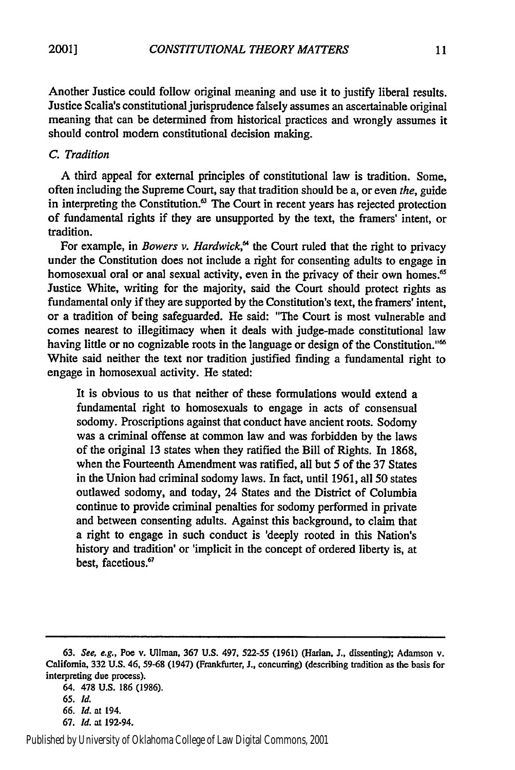Another Justice could follow original meaning and use it to justify liberal results. Justice Scalia's constitutional jurisprudence falsely assumes an ascertainable original meaning that can be determined from historical practices and wrongly assumes it should control modern constitutional decision making.

### *C. Tradition*

A third appeal for external principles of constitutional law is tradition. Some, often including the Supreme Court, say that tradition should be a, or even *the*, guide in interpreting the Constitution.[63] The Court in recent years has rejected protection of fundamental rights if they are unsupported by the text, the framers' intent, or tradition.

For example, in *Bowers v. Hardwick*,[64] the Court ruled that the right to privacy under the Constitution does not include a right for consenting adults to engage in homosexual oral or anal sexual activity, even in the privacy of their own homes.[65] Justice White, writing for the majority, said the Court should protect rights as fundamental only if they are supported by the Constitution's text, the framers' intent, or a tradition of being safeguarded. He said: "The Court is most vulnerable and comes nearest to illegitimacy when it deals with judge-made constitutional law having little or no cognizable roots in the language or design of the Constitution."[66] White said neither the text nor tradition justified finding a fundamental right to engage in homosexual activity. He stated:

> It is obvious to us that neither of these formulations would extend a fundamental right to homosexuals to engage in acts of consensual sodomy. Proscriptions against that conduct have ancient roots. Sodomy was a criminal offense at common law and was forbidden by the laws of the original 13 states when they ratified the Bill of Rights. In 1868, when the Fourteenth Amendment was ratified, all but 5 of the 37 States in the Union had criminal sodomy laws. In fact, until 1961, all 50 states outlawed sodomy, and today, 24 States and the District of Columbia continue to provide criminal penalties for sodomy performed in private and between consenting adults. Against this background, to claim that a right to engage in such conduct is 'deeply rooted in this Nation's history and tradition' or 'implicit in the concept of ordered liberty is, at best, facetious.[67]

---

63. *See, e.g.*, Poe v. Ullman, 367 U.S. 497, 522-55 (1961) (Harlan, J., dissenting); Adamson v. California, 332 U.S. 46, 59-68 (1947) (Frankfurter, J., concurring) (describing tradition as the basis for interpreting due process).

64. 478 U.S. 186 (1986).

65. *Id.*

66. *Id.* at 194.

67. *Id.* at 192-94.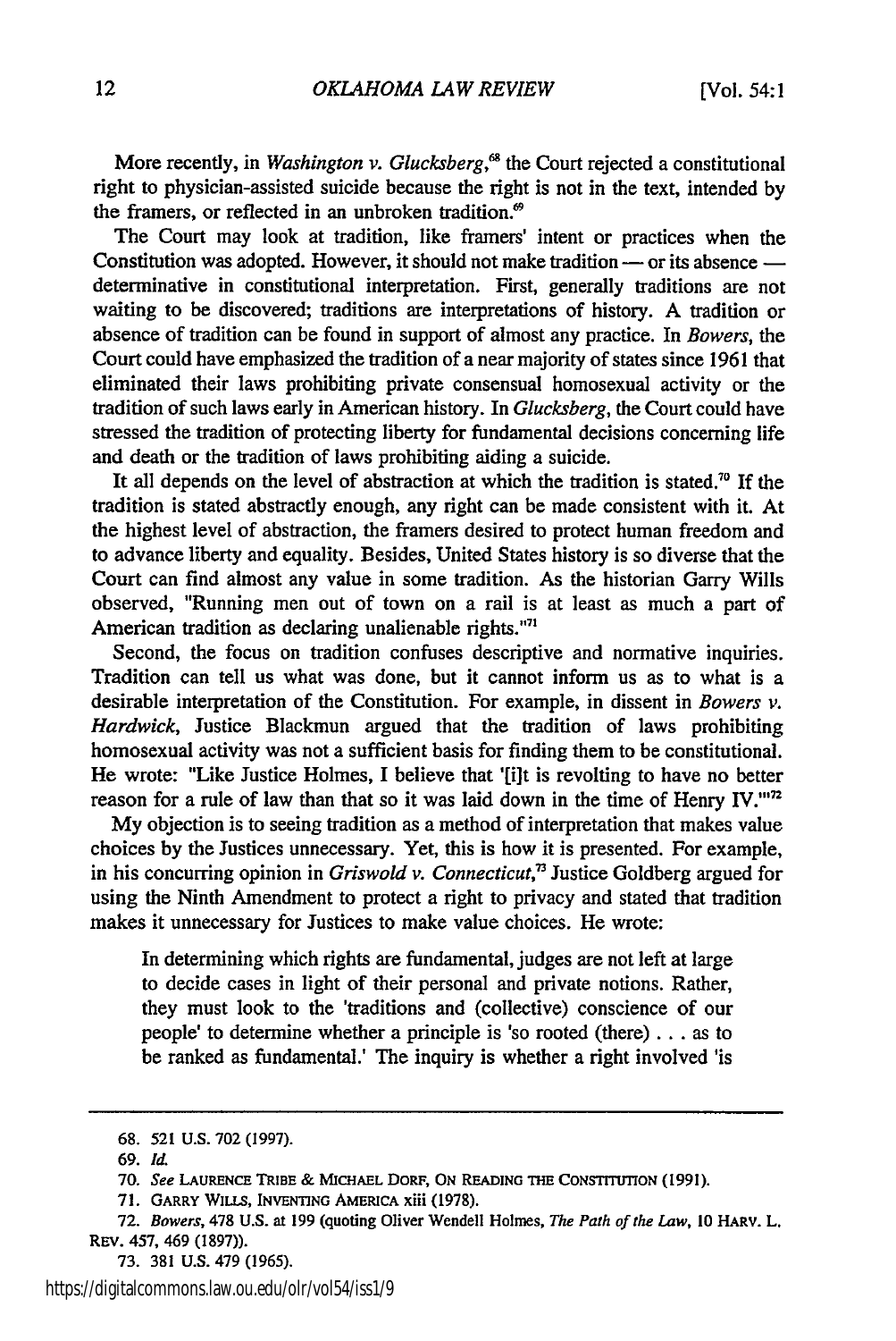More recently, in *Washington v. Glucksberg*,[68] the Court rejected a constitutional right to physician-assisted suicide because the right is not in the text, intended by the framers, or reflected in an unbroken tradition.[69]

The Court may look at tradition, like framers' intent or practices when the Constitution was adopted. However, it should not make tradition — or its absence — determinative in constitutional interpretation. First, generally traditions are not waiting to be discovered; traditions are interpretations of history. A tradition or absence of tradition can be found in support of almost any practice. In *Bowers*, the Court could have emphasized the tradition of a near majority of states since 1961 that eliminated their laws prohibiting private consensual homosexual activity or the tradition of such laws early in American history. In *Glucksberg*, the Court could have stressed the tradition of protecting liberty for fundamental decisions concerning life and death or the tradition of laws prohibiting aiding a suicide.

It all depends on the level of abstraction at which the tradition is stated.[70] If the tradition is stated abstractly enough, any right can be made consistent with it. At the highest level of abstraction, the framers desired to protect human freedom and to advance liberty and equality. Besides, United States history is so diverse that the Court can find almost any value in some tradition. As the historian Garry Wills observed, "Running men out of town on a rail is at least as much a part of American tradition as declaring unalienable rights."[71]

Second, the focus on tradition confuses descriptive and normative inquiries. Tradition can tell us what was done, but it cannot inform us as to what is a desirable interpretation of the Constitution. For example, in dissent in *Bowers v. Hardwick*, Justice Blackmun argued that the tradition of laws prohibiting homosexual activity was not a sufficient basis for finding them to be constitutional. He wrote: "Like Justice Holmes, I believe that '[i]t is revolting to have no better reason for a rule of law than that so it was laid down in the time of Henry IV.'"[72]

My objection is to seeing tradition as a method of interpretation that makes value choices by the Justices unnecessary. Yet, this is how it is presented. For example, in his concurring opinion in *Griswold v. Connecticut*,[73] Justice Goldberg argued for using the Ninth Amendment to protect a right to privacy and stated that tradition makes it unnecessary for Justices to make value choices. He wrote:

> In determining which rights are fundamental, judges are not left at large to decide cases in light of their personal and private notions. Rather, they must look to the 'traditions and (collective) conscience of our people' to determine whether a principle is 'so rooted (there) . . . as to be ranked as fundamental.' The inquiry is whether a right involved 'is

---

68. 521 U.S. 702 (1997).

69. *Id.*

70. *See* LAURENCE TRIBE & MICHAEL DORF, ON READING THE CONSTITUTION (1991).

71. GARRY WILLS, INVENTING AMERICA xiii (1978).

72. *Bowers*, 478 U.S. at 199 (quoting Oliver Wendell Holmes, *The Path of the Law*, 10 HARV. L. REV. 457, 469 (1897)).

73. 381 U.S. 479 (1965).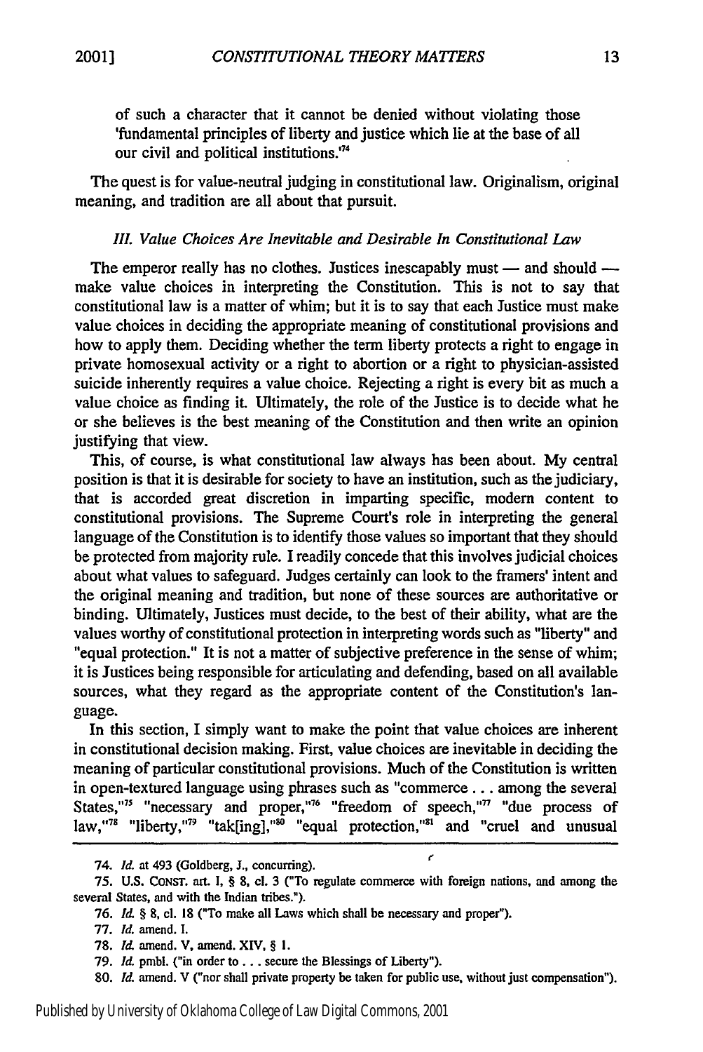of such a character that it cannot be denied without violating those 'fundamental principles of liberty and justice which lie at the base of all our civil and political institutions.'[74]

The quest is for value-neutral judging in constitutional law. Originalism, original meaning, and tradition are all about that pursuit.

### *III. Value Choices Are Inevitable and Desirable In Constitutional Law*

The emperor really has no clothes. Justices inescapably must — and should — make value choices in interpreting the Constitution. This is not to say that constitutional law is a matter of whim; but it is to say that each Justice must make value choices in deciding the appropriate meaning of constitutional provisions and how to apply them. Deciding whether the term liberty protects a right to engage in private homosexual activity or a right to abortion or a right to physician-assisted suicide inherently requires a value choice. Rejecting a right is every bit as much a value choice as finding it. Ultimately, the role of the Justice is to decide what he or she believes is the best meaning of the Constitution and then write an opinion justifying that view.

This, of course, is what constitutional law always has been about. My central position is that it is desirable for society to have an institution, such as the judiciary, that is accorded great discretion in imparting specific, modern content to constitutional provisions. The Supreme Court's role in interpreting the general language of the Constitution is to identify those values so important that they should be protected from majority rule. I readily concede that this involves judicial choices about what values to safeguard. Judges certainly can look to the framers' intent and the original meaning and tradition, but none of these sources are authoritative or binding. Ultimately, Justices must decide, to the best of their ability, what are the values worthy of constitutional protection in interpreting words such as "liberty" and "equal protection." It is not a matter of subjective preference in the sense of whim; it is Justices being responsible for articulating and defending, based on all available sources, what they regard as the appropriate content of the Constitution's language.

In this section, I simply want to make the point that value choices are inherent in constitutional decision making. First, value choices are inevitable in deciding the meaning of particular constitutional provisions. Much of the Constitution is written in open-textured language using phrases such as "commerce . . . among the several States,"[75] "necessary and proper,"[76] "freedom of speech,"[77] "due process of law,"[78] "liberty,"[79] "tak[ing],"[80] "equal protection,"[81] and "cruel and unusual

---

74. *Id.* at 493 (Goldberg, J., concurring).

75. U.S. CONST. art. I, § 8, cl. 3 ("To regulate commerce with foreign nations, and among the several States, and with the Indian tribes.").

76. *Id.* § 8, cl. 18 ("To make all Laws which shall be necessary and proper").

77. *Id.* amend. I.

78. *Id.* amend. V, amend. XIV, § 1.

79. *Id.* pmbl. ("in order to . . . secure the Blessings of Liberty").

80. *Id.* amend. V ("nor shall private property be taken for public use, without just compensation").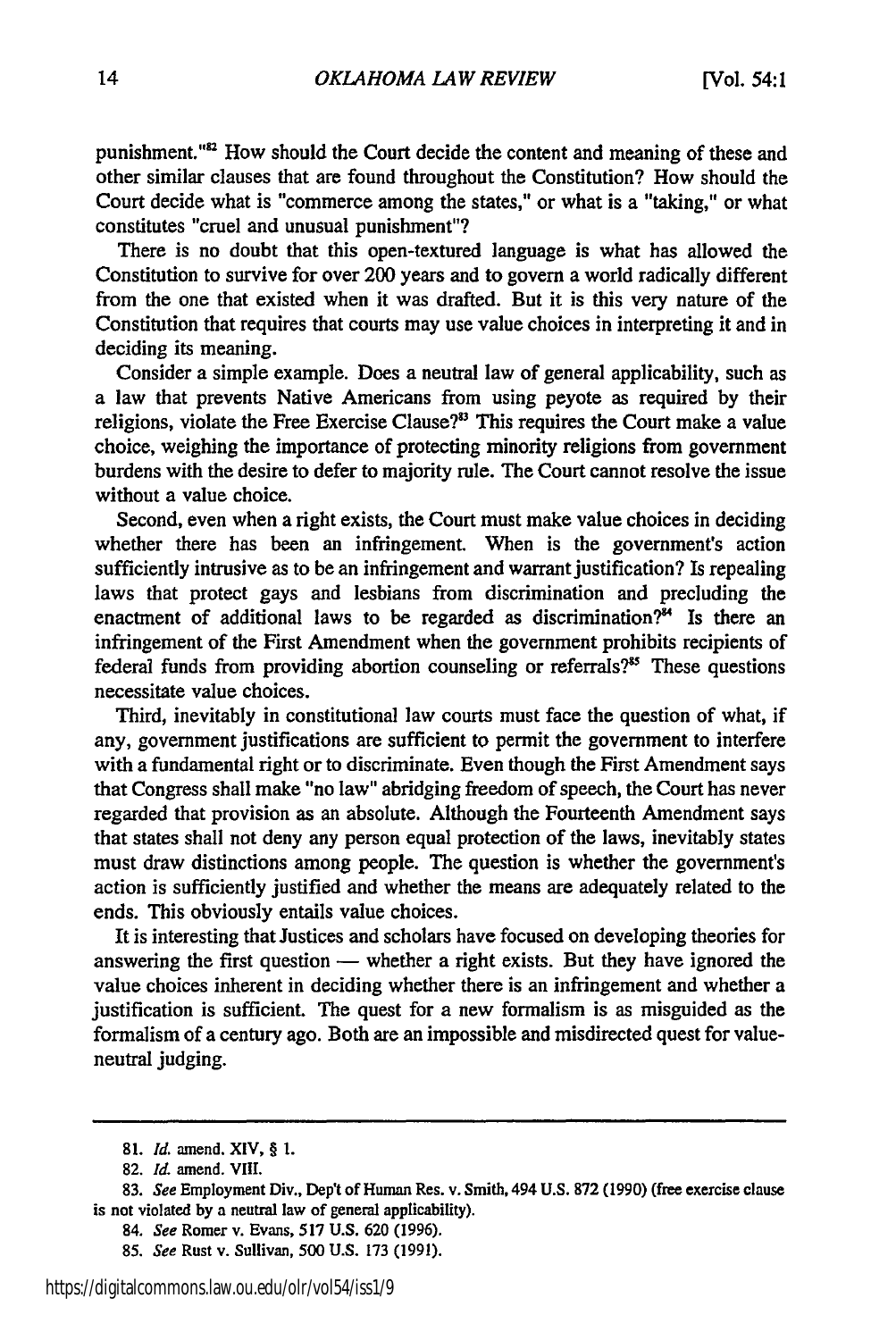punishment."[82] How should the Court decide the content and meaning of these and other similar clauses that are found throughout the Constitution? How should the Court decide what is "commerce among the states," or what is a "taking," or what constitutes "cruel and unusual punishment"?

There is no doubt that this open-textured language is what has allowed the Constitution to survive for over 200 years and to govern a world radically different from the one that existed when it was drafted. But it is this very nature of the Constitution that requires that courts may use value choices in interpreting it and in deciding its meaning.

Consider a simple example. Does a neutral law of general applicability, such as a law that prevents Native Americans from using peyote as required by their religions, violate the Free Exercise Clause?[83] This requires the Court make a value choice, weighing the importance of protecting minority religions from government burdens with the desire to defer to majority rule. The Court cannot resolve the issue without a value choice.

Second, even when a right exists, the Court must make value choices in deciding whether there has been an infringement. When is the government's action sufficiently intrusive as to be an infringement and warrant justification? Is repealing laws that protect gays and lesbians from discrimination and precluding the enactment of additional laws to be regarded as discrimination?[84] Is there an infringement of the First Amendment when the government prohibits recipients of federal funds from providing abortion counseling or referrals?[85] These questions necessitate value choices.

Third, inevitably in constitutional law courts must face the question of what, if any, government justifications are sufficient to permit the government to interfere with a fundamental right or to discriminate. Even though the First Amendment says that Congress shall make "no law" abridging freedom of speech, the Court has never regarded that provision as an absolute. Although the Fourteenth Amendment says that states shall not deny any person equal protection of the laws, inevitably states must draw distinctions among people. The question is whether the government's action is sufficiently justified and whether the means are adequately related to the ends. This obviously entails value choices.

It is interesting that Justices and scholars have focused on developing theories for answering the first question — whether a right exists. But they have ignored the value choices inherent in deciding whether there is an infringement and whether a justification is sufficient. The quest for a new formalism is as misguided as the formalism of a century ago. Both are an impossible and misdirected quest for value-neutral judging.

---

81. *Id.* amend. XIV, § 1.

82. *Id.* amend. VIII.

83. *See* Employment Div., Dep't of Human Res. v. Smith, 494 U.S. 872 (1990) (free exercise clause is not violated by a neutral law of general applicability).

84. *See* Romer v. Evans, 517 U.S. 620 (1996).

85. *See* Rust v. Sullivan, 500 U.S. 173 (1991).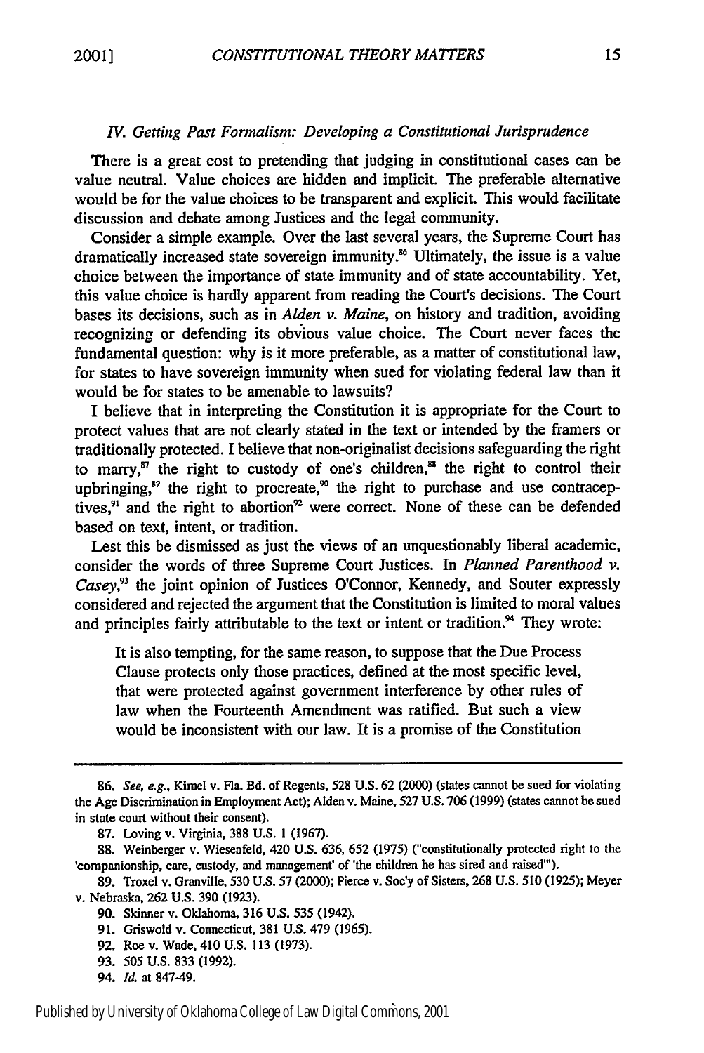### *IV. Getting Past Formalism: Developing a Constitutional Jurisprudence*

There is a great cost to pretending that judging in constitutional cases can be value neutral. Value choices are hidden and implicit. The preferable alternative would be for the value choices to be transparent and explicit. This would facilitate discussion and debate among Justices and the legal community.

Consider a simple example. Over the last several years, the Supreme Court has dramatically increased state sovereign immunity.[86] Ultimately, the issue is a value choice between the importance of state immunity and of state accountability. Yet, this value choice is hardly apparent from reading the Court's decisions. The Court bases its decisions, such as in *Alden v. Maine*, on history and tradition, avoiding recognizing or defending its obvious value choice. The Court never faces the fundamental question: why is it more preferable, as a matter of constitutional law, for states to have sovereign immunity when sued for violating federal law than it would be for states to be amenable to lawsuits?

I believe that in interpreting the Constitution it is appropriate for the Court to protect values that are not clearly stated in the text or intended by the framers or traditionally protected. I believe that non-originalist decisions safeguarding the right to marry,[87] the right to custody of one's children,[88] the right to control their upbringing,[89] the right to procreate,[90] the right to purchase and use contraceptives,[91] and the right to abortion[92] were correct. None of these can be defended based on text, intent, or tradition.

Lest this be dismissed as just the views of an unquestionably liberal academic, consider the words of three Supreme Court Justices. In *Planned Parenthood v. Casey*,[93] the joint opinion of Justices O'Connor, Kennedy, and Souter expressly considered and rejected the argument that the Constitution is limited to moral values and principles fairly attributable to the text or intent or tradition.[94] They wrote:

> It is also tempting, for the same reason, to suppose that the Due Process Clause protects only those practices, defined at the most specific level, that were protected against government interference by other rules of law when the Fourteenth Amendment was ratified. But such a view would be inconsistent with our law. It is a promise of the Constitution

---

86. *See, e.g.*, Kimel v. Fla. Bd. of Regents, 528 U.S. 62 (2000) (states cannot be sued for violating the Age Discrimination in Employment Act); Alden v. Maine, 527 U.S. 706 (1999) (states cannot be sued in state court without their consent).

87. Loving v. Virginia, 388 U.S. 1 (1967).

88. Weinberger v. Wiesenfeld, 420 U.S. 636, 652 (1975) ("constitutionally protected right to the 'companionship, care, custody, and management' of 'the children he has sired and raised'").

89. Troxel v. Granville, 530 U.S. 57 (2000); Pierce v. Soc'y of Sisters, 268 U.S. 510 (1925); Meyer v. Nebraska, 262 U.S. 390 (1923).

90. Skinner v. Oklahoma, 316 U.S. 535 (1942).

91. Griswold v. Connecticut, 381 U.S. 479 (1965).

92. Roe v. Wade, 410 U.S. 113 (1973).

93. 505 U.S. 833 (1992).

94. *Id.* at 847-49.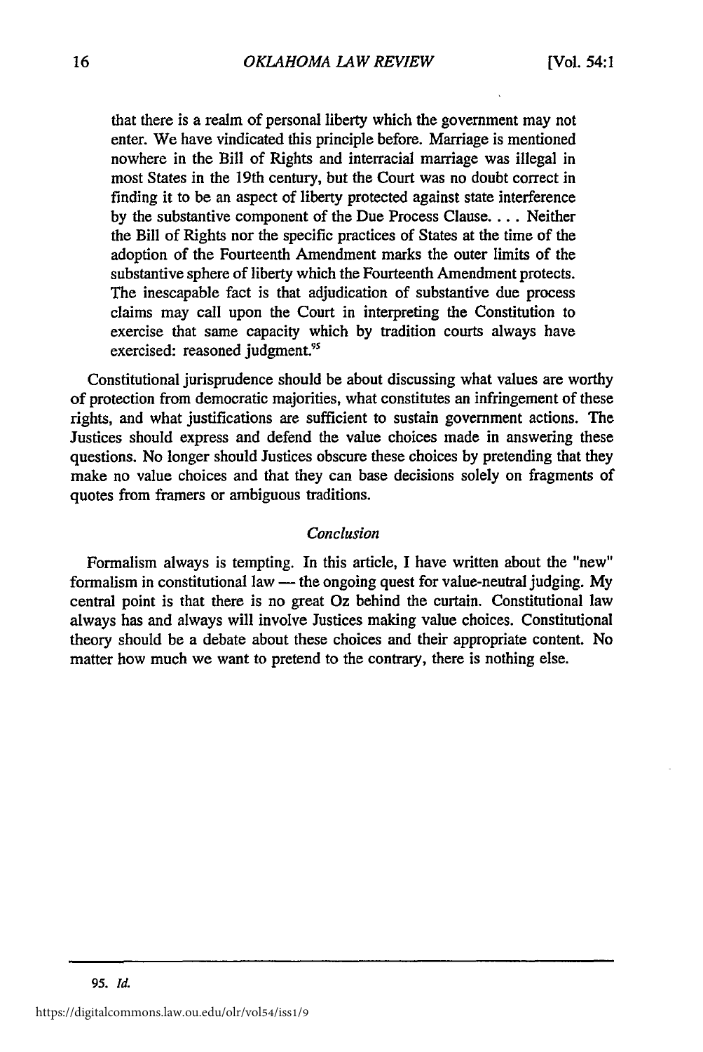> that there is a realm of personal liberty which the government may not enter. We have vindicated this principle before. Marriage is mentioned nowhere in the Bill of Rights and interracial marriage was illegal in most States in the 19th century, but the Court was no doubt correct in finding it to be an aspect of liberty protected against state interference by the substantive component of the Due Process Clause. . . . Neither the Bill of Rights nor the specific practices of States at the time of the adoption of the Fourteenth Amendment marks the outer limits of the substantive sphere of liberty which the Fourteenth Amendment protects. The inescapable fact is that adjudication of substantive due process claims may call upon the Court in interpreting the Constitution to exercise that same capacity which by tradition courts always have exercised: reasoned judgment.[95]

Constitutional jurisprudence should be about discussing what values are worthy of protection from democratic majorities, what constitutes an infringement of these rights, and what justifications are sufficient to sustain government actions. The Justices should express and defend the value choices made in answering these questions. No longer should Justices obscure these choices by pretending that they make no value choices and that they can base decisions solely on fragments of quotes from framers or ambiguous traditions.

## *Conclusion*

Formalism always is tempting. In this article, I have written about the "new" formalism in constitutional law — the ongoing quest for value-neutral judging. My central point is that there is no great Oz behind the curtain. Constitutional law always has and always will involve Justices making value choices. Constitutional theory should be a debate about these choices and their appropriate content. No matter how much we want to pretend to the contrary, there is nothing else.

---

95. *Id.*

https://digitalcommons.law.ou.edu/olr/vol54/iss1/9